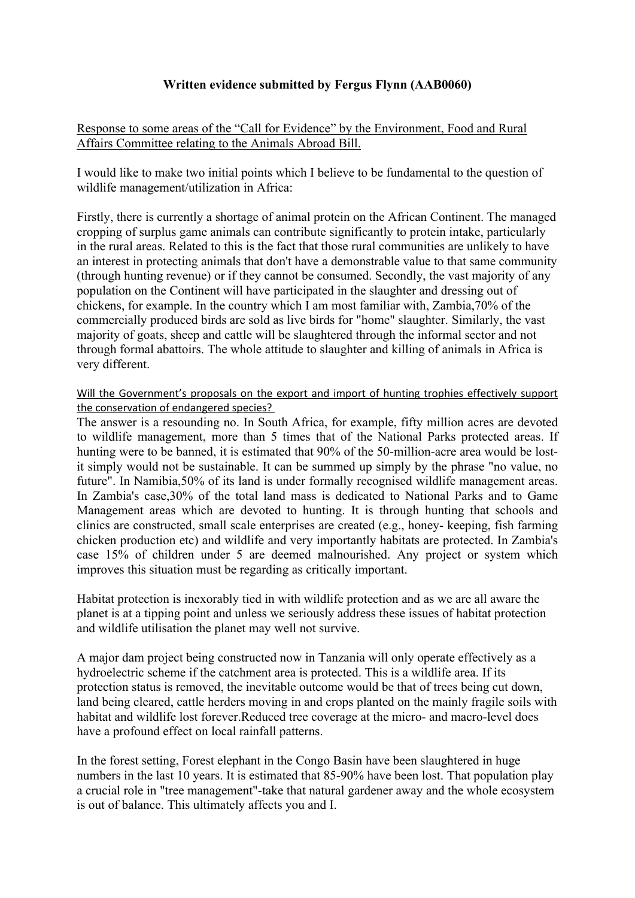**Written evidence submitted by Fergus Flynn (AAB0060)**

Response to some areas of the "Call for Evidence" by the Environment, Food and Rural Affairs Committee relating to the Animals Abroad Bill.

I would like to make two initial points which I believe to be fundamental to the question of wildlife management/utilization in Africa:

Firstly, there is currently a shortage of animal protein on the African Continent. The managed cropping of surplus game animals can contribute significantly to protein intake, particularly in the rural areas. Related to this is the fact that those rural communities are unlikely to have an interest in protecting animals that don't have a demonstrable value to that same community (through hunting revenue) or if they cannot be consumed. Secondly, the vast majority of any population on the Continent will have participated in the slaughter and dressing out of chickens, for example. In the country which I am most familiar with, Zambia,70% of the commercially produced birds are sold as live birds for "home" slaughter. Similarly, the vast majority of goats, sheep and cattle will be slaughtered through the informal sector and not through formal abattoirs. The whole attitude to slaughter and killing of animals in Africa is very different.

Will the Government's proposals on the export and import of hunting trophies effectively support the conservation of endangered species?

The answer is a resounding no. In South Africa, for example, fifty million acres are devoted to wildlife management, more than 5 times that of the National Parks protected areas. If hunting were to be banned, it is estimated that 90% of the 50-million-acre area would be lost-it simply would not be sustainable. It can be summed up simply by the phrase "no value, no future". In Namibia,50% of its land is under formally recognised wildlife management areas. In Zambia's case,30% of the total land mass is dedicated to National Parks and to Game Management areas which are devoted to hunting. It is through hunting that schools and clinics are constructed, small scale enterprises are created (e.g., honey- keeping, fish farming chicken production etc) and wildlife and very importantly habitats are protected. In Zambia's case 15% of children under 5 are deemed malnourished. Any project or system which improves this situation must be regarding as critically important.

Habitat protection is inexorably tied in with wildlife protection and as we are all aware the planet is at a tipping point and unless we seriously address these issues of habitat protection and wildlife utilisation the planet may well not survive.

A major dam project being constructed now in Tanzania will only operate effectively as a hydroelectric scheme if the catchment area is protected. This is a wildlife area. If its protection status is removed, the inevitable outcome would be that of trees being cut down, land being cleared, cattle herders moving in and crops planted on the mainly fragile soils with habitat and wildlife lost forever.Reduced tree coverage at the micro- and macro-level does have a profound effect on local rainfall patterns.

In the forest setting, Forest elephant in the Congo Basin have been slaughtered in huge numbers in the last 10 years. It is estimated that 85-90% have been lost. That population play a crucial role in "tree management"-take that natural gardener away and the whole ecosystem is out of balance. This ultimately affects you and I.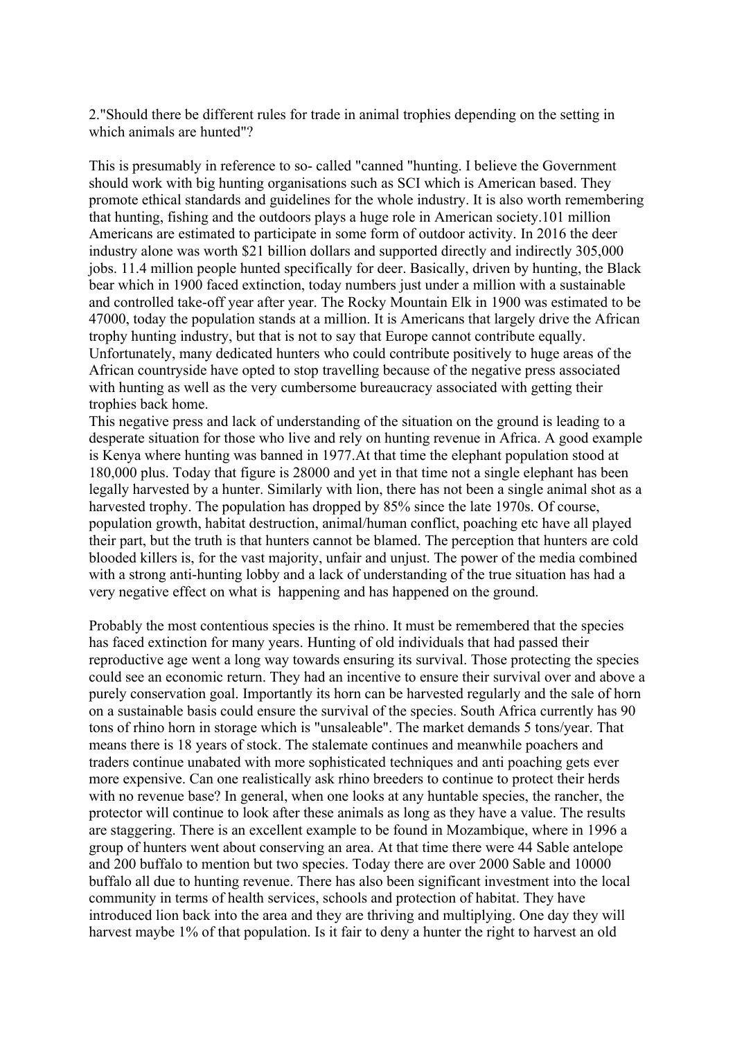2."Should there be different rules for trade in animal trophies depending on the setting in which animals are hunted"?

This is presumably in reference to so- called "canned "hunting. I believe the Government should work with big hunting organisations such as SCI which is American based. They promote ethical standards and guidelines for the whole industry. It is also worth remembering that hunting, fishing and the outdoors plays a huge role in American society.101 million Americans are estimated to participate in some form of outdoor activity. In 2016 the deer industry alone was worth $21 billion dollars and supported directly and indirectly 305,000 jobs. 11.4 million people hunted specifically for deer. Basically, driven by hunting, the Black bear which in 1900 faced extinction, today numbers just under a million with a sustainable and controlled take-off year after year. The Rocky Mountain Elk in 1900 was estimated to be 47000, today the population stands at a million. It is Americans that largely drive the African trophy hunting industry, but that is not to say that Europe cannot contribute equally. Unfortunately, many dedicated hunters who could contribute positively to huge areas of the African countryside have opted to stop travelling because of the negative press associated with hunting as well as the very cumbersome bureaucracy associated with getting their trophies back home.
This negative press and lack of understanding of the situation on the ground is leading to a desperate situation for those who live and rely on hunting revenue in Africa. A good example is Kenya where hunting was banned in 1977.At that time the elephant population stood at 180,000 plus. Today that figure is 28000 and yet in that time not a single elephant has been legally harvested by a hunter. Similarly with lion, there has not been a single animal shot as a harvested trophy. The population has dropped by 85% since the late 1970s. Of course, population growth, habitat destruction, animal/human conflict, poaching etc have all played their part, but the truth is that hunters cannot be blamed. The perception that hunters are cold blooded killers is, for the vast majority, unfair and unjust. The power of the media combined with a strong anti-hunting lobby and a lack of understanding of the true situation has had a very negative effect on what is happening and has happened on the ground.

Probably the most contentious species is the rhino. It must be remembered that the species has faced extinction for many years. Hunting of old individuals that had passed their reproductive age went a long way towards ensuring its survival. Those protecting the species could see an economic return. They had an incentive to ensure their survival over and above a purely conservation goal. Importantly its horn can be harvested regularly and the sale of horn on a sustainable basis could ensure the survival of the species. South Africa currently has 90 tons of rhino horn in storage which is "unsaleable". The market demands 5 tons/year. That means there is 18 years of stock. The stalemate continues and meanwhile poachers and traders continue unabated with more sophisticated techniques and anti poaching gets ever more expensive. Can one realistically ask rhino breeders to continue to protect their herds with no revenue base? In general, when one looks at any huntable species, the rancher, the protector will continue to look after these animals as long as they have a value. The results are staggering. There is an excellent example to be found in Mozambique, where in 1996 a group of hunters went about conserving an area. At that time there were 44 Sable antelope and 200 buffalo to mention but two species. Today there are over 2000 Sable and 10000 buffalo all due to hunting revenue. There has also been significant investment into the local community in terms of health services, schools and protection of habitat. They have introduced lion back into the area and they are thriving and multiplying. One day they will harvest maybe 1% of that population. Is it fair to deny a hunter the right to harvest an old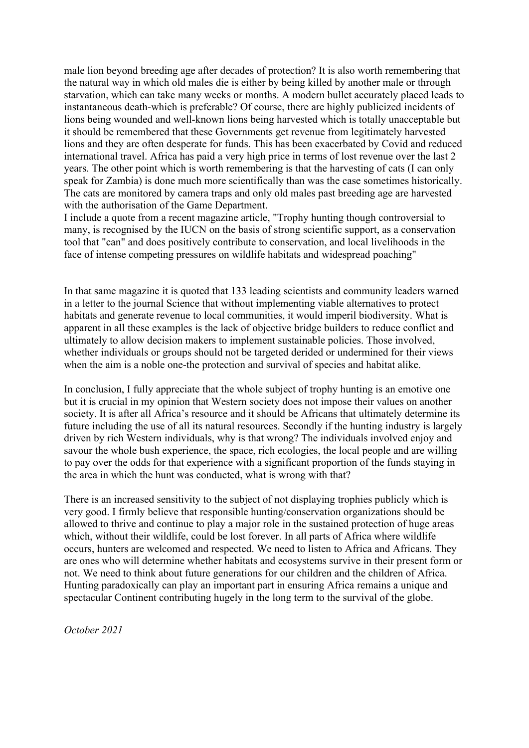male lion beyond breeding age after decades of protection? It is also worth remembering that the natural way in which old males die is either by being killed by another male or through starvation, which can take many weeks or months. A modern bullet accurately placed leads to instantaneous death-which is preferable? Of course, there are highly publicized incidents of lions being wounded and well-known lions being harvested which is totally unacceptable but it should be remembered that these Governments get revenue from legitimately harvested lions and they are often desperate for funds. This has been exacerbated by Covid and reduced international travel. Africa has paid a very high price in terms of lost revenue over the last 2 years. The other point which is worth remembering is that the harvesting of cats (I can only speak for Zambia) is done much more scientifically than was the case sometimes historically. The cats are monitored by camera traps and only old males past breeding age are harvested with the authorisation of the Game Department.
I include a quote from a recent magazine article, "Trophy hunting though controversial to many, is recognised by the IUCN on the basis of strong scientific support, as a conservation tool that "can" and does positively contribute to conservation, and local livelihoods in the face of intense competing pressures on wildlife habitats and widespread poaching"

In that same magazine it is quoted that 133 leading scientists and community leaders warned in a letter to the journal Science that without implementing viable alternatives to protect habitats and generate revenue to local communities, it would imperil biodiversity. What is apparent in all these examples is the lack of objective bridge builders to reduce conflict and ultimately to allow decision makers to implement sustainable policies. Those involved, whether individuals or groups should not be targeted derided or undermined for their views when the aim is a noble one-the protection and survival of species and habitat alike.

In conclusion, I fully appreciate that the whole subject of trophy hunting is an emotive one but it is crucial in my opinion that Western society does not impose their values on another society. It is after all Africa's resource and it should be Africans that ultimately determine its future including the use of all its natural resources. Secondly if the hunting industry is largely driven by rich Western individuals, why is that wrong? The individuals involved enjoy and savour the whole bush experience, the space, rich ecologies, the local people and are willing to pay over the odds for that experience with a significant proportion of the funds staying in the area in which the hunt was conducted, what is wrong with that?

There is an increased sensitivity to the subject of not displaying trophies publicly which is very good. I firmly believe that responsible hunting/conservation organizations should be allowed to thrive and continue to play a major role in the sustained protection of huge areas which, without their wildlife, could be lost forever. In all parts of Africa where wildlife occurs, hunters are welcomed and respected. We need to listen to Africa and Africans. They are ones who will determine whether habitats and ecosystems survive in their present form or not. We need to think about future generations for our children and the children of Africa. Hunting paradoxically can play an important part in ensuring Africa remains a unique and spectacular Continent contributing hugely in the long term to the survival of the globe.

*October 2021*